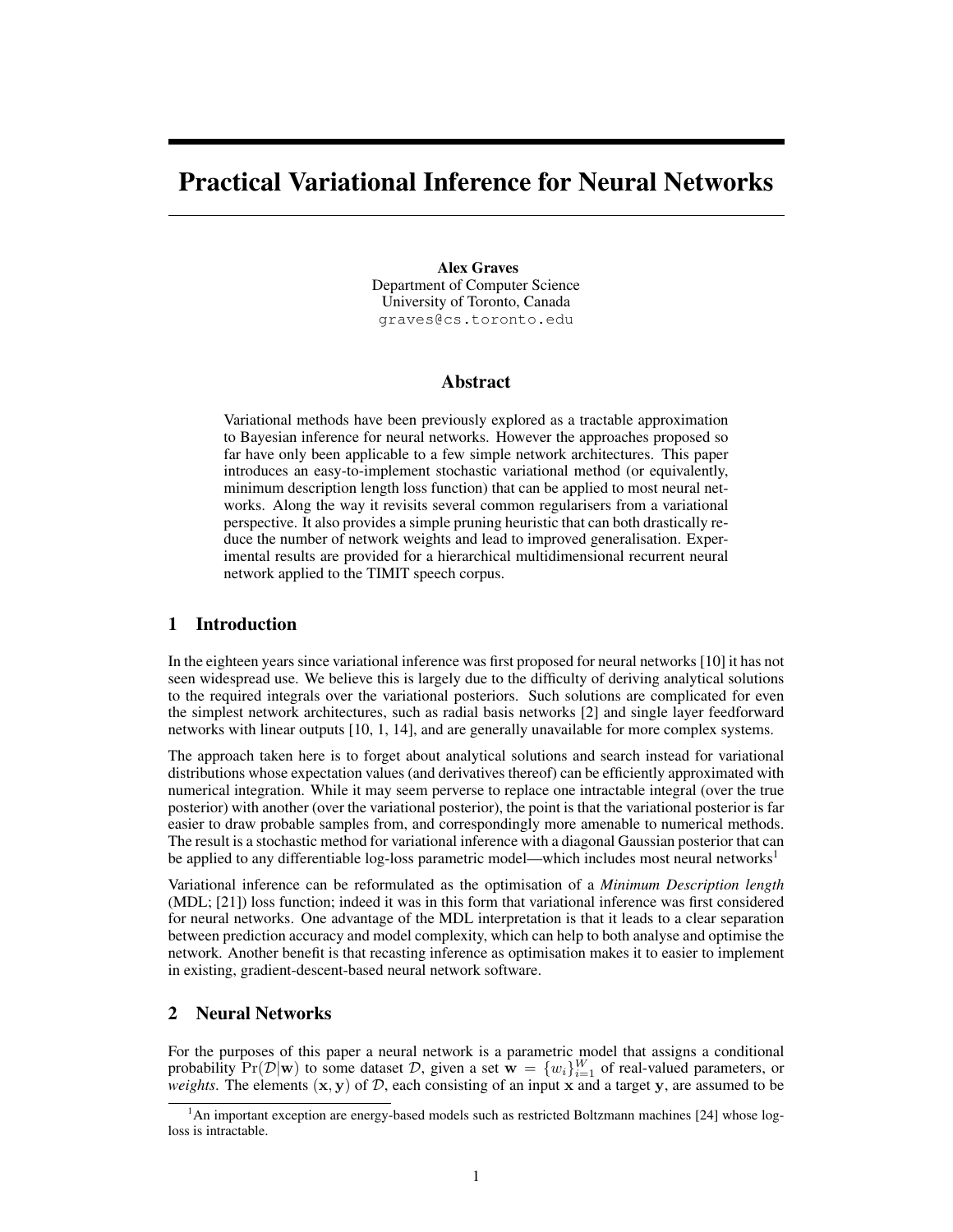# Practical Variational Inference for Neural Networks

**Alex Graves**
Department of Computer Science
University of Toronto, Canada
graves@cs.toronto.edu

## Abstract

Variational methods have been previously explored as a tractable approximation to Bayesian inference for neural networks. However the approaches proposed so far have only been applicable to a few simple network architectures. This paper introduces an easy-to-implement stochastic variational method (or equivalently, minimum description length loss function) that can be applied to most neural networks. Along the way it revisits several common regularisers from a variational perspective. It also provides a simple pruning heuristic that can both drastically reduce the number of network weights and lead to improved generalisation. Experimental results are provided for a hierarchical multidimensional recurrent neural network applied to the TIMIT speech corpus.

## 1 Introduction

In the eighteen years since variational inference was first proposed for neural networks [10] it has not seen widespread use. We believe this is largely due to the difficulty of deriving analytical solutions to the required integrals over the variational posteriors. Such solutions are complicated for even the simplest network architectures, such as radial basis networks [2] and single layer feedforward networks with linear outputs [10, 1, 14], and are generally unavailable for more complex systems.

The approach taken here is to forget about analytical solutions and search instead for variational distributions whose expectation values (and derivatives thereof) can be efficiently approximated with numerical integration. While it may seem perverse to replace one intractable integral (over the true posterior) with another (over the variational posterior), the point is that the variational posterior is far easier to draw probable samples from, and correspondingly more amenable to numerical methods. The result is a stochastic method for variational inference with a diagonal Gaussian posterior that can be applied to any differentiable log-loss parametric model—which includes most neural networks[1]

Variational inference can be reformulated as the optimisation of a *Minimum Description length* (MDL; [21]) loss function; indeed it was in this form that variational inference was first considered for neural networks. One advantage of the MDL interpretation is that it leads to a clear separation between prediction accuracy and model complexity, which can help to both analyse and optimise the network. Another benefit is that recasting inference as optimisation makes it to easier to implement in existing, gradient-descent-based neural network software.

## 2 Neural Networks

For the purposes of this paper a neural network is a parametric model that assigns a conditional probability $\Pr(\mathcal{D}|\mathbf{w})$ to some dataset $\mathcal{D}$, given a set $\mathbf{w} = \{w_i\}_{i=1}^{W}$ of real-valued parameters, or *weights*. The elements $(\mathbf{x}, \mathbf{y})$ of $\mathcal{D}$, each consisting of an input $\mathbf{x}$ and a target $\mathbf{y}$, are assumed to be

[1] An important exception are energy-based models such as restricted Boltzmann machines [24] whose log-loss is intractable.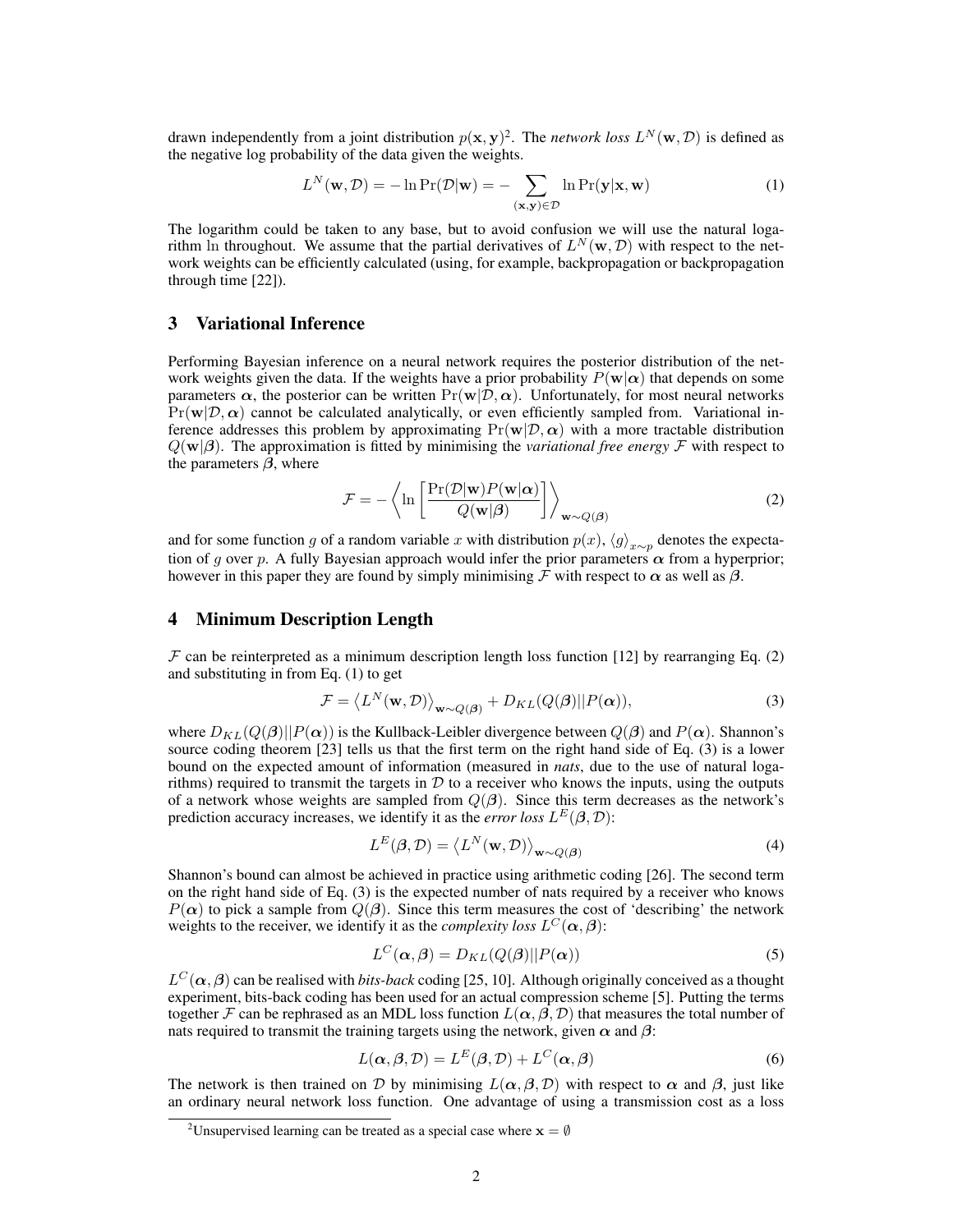drawn independently from a joint distribution $p(\mathbf{x}, \mathbf{y})$[2]. The *network loss* $L^N(\mathbf{w}, \mathcal{D})$ is defined as the negative log probability of the data given the weights.

$$L^N(\mathbf{w}, \mathcal{D}) = -\ln \Pr(\mathcal{D}|\mathbf{w}) = -\sum_{(\mathbf{x},\mathbf{y})\in\mathcal{D}} \ln \Pr(\mathbf{y}|\mathbf{x}, \mathbf{w}) \tag{1}$$

The logarithm could be taken to any base, but to avoid confusion we will use the natural logarithm $\ln$ throughout. We assume that the partial derivatives of $L^N(\mathbf{w}, \mathcal{D})$ with respect to the network weights can be efficiently calculated (using, for example, backpropagation or backpropagation through time [22]).

## 3 Variational Inference

Performing Bayesian inference on a neural network requires the posterior distribution of the network weights given the data. If the weights have a prior probability $P(\mathbf{w}|\boldsymbol{\alpha})$ that depends on some parameters $\boldsymbol{\alpha}$, the posterior can be written $\Pr(\mathbf{w}|\mathcal{D}, \boldsymbol{\alpha})$. Unfortunately, for most neural networks $\Pr(\mathbf{w}|\mathcal{D}, \boldsymbol{\alpha})$ cannot be calculated analytically, or even efficiently sampled from. Variational inference addresses this problem by approximating $\Pr(\mathbf{w}|\mathcal{D}, \boldsymbol{\alpha})$ with a more tractable distribution $Q(\mathbf{w}|\boldsymbol{\beta})$. The approximation is fitted by minimising the *variational free energy* $\mathcal{F}$ with respect to the parameters $\boldsymbol{\beta}$, where

$$\mathcal{F} = -\left\langle \ln \left[ \frac{\Pr(\mathcal{D}|\mathbf{w}) P(\mathbf{w}|\boldsymbol{\alpha})}{Q(\mathbf{w}|\boldsymbol{\beta})} \right] \right\rangle_{\mathbf{w}\sim Q(\boldsymbol{\beta})} \tag{2}$$

and for some function $g$ of a random variable $x$ with distribution $p(x)$, $\langle g \rangle_{x\sim p}$ denotes the expectation of $g$ over $p$. A fully Bayesian approach would infer the prior parameters $\boldsymbol{\alpha}$ from a hyperprior; however in this paper they are found by simply minimising $\mathcal{F}$ with respect to $\boldsymbol{\alpha}$ as well as $\boldsymbol{\beta}$.

## 4 Minimum Description Length

$\mathcal{F}$ can be reinterpreted as a minimum description length loss function [12] by rearranging Eq. (2) and substituting in from Eq. (1) to get

$$\mathcal{F} = \left\langle L^N(\mathbf{w}, \mathcal{D}) \right\rangle_{\mathbf{w}\sim Q(\boldsymbol{\beta})} + D_{KL}(Q(\boldsymbol{\beta})||P(\boldsymbol{\alpha})), \tag{3}$$

where $D_{KL}(Q(\boldsymbol{\beta})||P(\boldsymbol{\alpha}))$ is the Kullback-Leibler divergence between $Q(\boldsymbol{\beta})$ and $P(\boldsymbol{\alpha})$. Shannon's source coding theorem [23] tells us that the first term on the right hand side of Eq. (3) is a lower bound on the expected amount of information (measured in *nats*, due to the use of natural logarithms) required to transmit the targets in $\mathcal{D}$ to a receiver who knows the inputs, using the outputs of a network whose weights are sampled from $Q(\boldsymbol{\beta})$. Since this term decreases as the network's prediction accuracy increases, we identify it as the *error loss* $L^E(\boldsymbol{\beta}, \mathcal{D})$:

$$L^E(\boldsymbol{\beta}, \mathcal{D}) = \left\langle L^N(\mathbf{w}, \mathcal{D}) \right\rangle_{\mathbf{w}\sim Q(\boldsymbol{\beta})} \tag{4}$$

Shannon's bound can almost be achieved in practice using arithmetic coding [26]. The second term on the right hand side of Eq. (3) is the expected number of nats required by a receiver who knows $P(\boldsymbol{\alpha})$ to pick a sample from $Q(\boldsymbol{\beta})$. Since this term measures the cost of 'describing' the network weights to the receiver, we identify it as the *complexity loss* $L^C(\boldsymbol{\alpha}, \boldsymbol{\beta})$:

$$L^C(\boldsymbol{\alpha}, \boldsymbol{\beta}) = D_{KL}(Q(\boldsymbol{\beta})||P(\boldsymbol{\alpha})) \tag{5}$$

$L^C(\boldsymbol{\alpha}, \boldsymbol{\beta})$ can be realised with *bits-back* coding [25, 10]. Although originally conceived as a thought experiment, bits-back coding has been used for an actual compression scheme [5]. Putting the terms together $\mathcal{F}$ can be rephrased as an MDL loss function $L(\boldsymbol{\alpha}, \boldsymbol{\beta}, \mathcal{D})$ that measures the total number of nats required to transmit the training targets using the network, given $\boldsymbol{\alpha}$ and $\boldsymbol{\beta}$:

$$L(\boldsymbol{\alpha}, \boldsymbol{\beta}, \mathcal{D}) = L^E(\boldsymbol{\beta}, \mathcal{D}) + L^C(\boldsymbol{\alpha}, \boldsymbol{\beta}) \tag{6}$$

The network is then trained on $\mathcal{D}$ by minimising $L(\boldsymbol{\alpha}, \boldsymbol{\beta}, \mathcal{D})$ with respect to $\boldsymbol{\alpha}$ and $\boldsymbol{\beta}$, just like an ordinary neural network loss function. One advantage of using a transmission cost as a loss

[2]Unsupervised learning can be treated as a special case where $\mathbf{x} = \emptyset$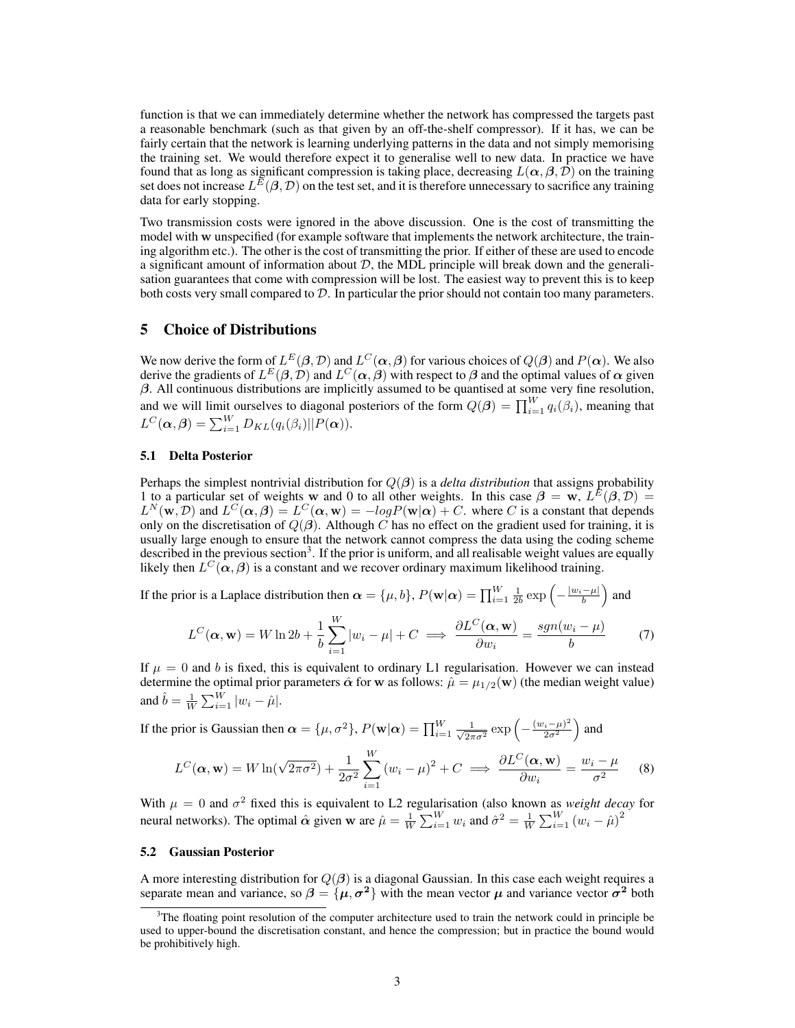function is that we can immediately determine whether the network has compressed the targets past a reasonable benchmark (such as that given by an off-the-shelf compressor). If it has, we can be fairly certain that the network is learning underlying patterns in the data and not simply memorising the training set. We would therefore expect it to generalise well to new data. In practice we have found that as long as significant compression is taking place, decreasing $L(\boldsymbol{\alpha}, \boldsymbol{\beta}, \mathcal{D})$ on the training set does not increase $L^E(\boldsymbol{\beta}, \mathcal{D})$ on the test set, and it is therefore unnecessary to sacrifice any training data for early stopping.

Two transmission costs were ignored in the above discussion. One is the cost of transmitting the model with $\mathbf{w}$ unspecified (for example software that implements the network architecture, the training algorithm etc.). The other is the cost of transmitting the prior. If either of these are used to encode a significant amount of information about $\mathcal{D}$, the MDL principle will break down and the generalisation guarantees that come with compression will be lost. The easiest way to prevent this is to keep both costs very small compared to $\mathcal{D}$. In particular the prior should not contain too many parameters.

## 5 Choice of Distributions

We now derive the form of $L^E(\boldsymbol{\beta}, \mathcal{D})$ and $L^C(\boldsymbol{\alpha}, \boldsymbol{\beta})$ for various choices of $Q(\boldsymbol{\beta})$ and $P(\boldsymbol{\alpha})$. We also derive the gradients of $L^E(\boldsymbol{\beta}, \mathcal{D})$ and $L^C(\boldsymbol{\alpha}, \boldsymbol{\beta})$ with respect to $\boldsymbol{\beta}$ and the optimal values of $\boldsymbol{\alpha}$ given $\boldsymbol{\beta}$. All continuous distributions are implicitly assumed to be quantised at some very fine resolution, and we will limit ourselves to diagonal posteriors of the form $Q(\boldsymbol{\beta}) = \prod_{i=1}^{W} q_i(\beta_i)$, meaning that $L^C(\boldsymbol{\alpha}, \boldsymbol{\beta}) = \sum_{i=1}^{W} D_{KL}(q_i(\beta_i)||P(\boldsymbol{\alpha}))$.

### 5.1 Delta Posterior

Perhaps the simplest nontrivial distribution for $Q(\boldsymbol{\beta})$ is a *delta distribution* that assigns probability 1 to a particular set of weights $\mathbf{w}$ and 0 to all other weights. In this case $\boldsymbol{\beta} = \mathbf{w}$, $L^E(\boldsymbol{\beta}, \mathcal{D}) = L^N(\mathbf{w}, \mathcal{D})$ and $L^C(\boldsymbol{\alpha}, \boldsymbol{\beta}) = L^C(\boldsymbol{\alpha}, \mathbf{w}) = -logP(\mathbf{w}|\boldsymbol{\alpha}) + C$. where $C$ is a constant that depends only on the discretisation of $Q(\boldsymbol{\beta})$. Although $C$ has no effect on the gradient used for training, it is usually large enough to ensure that the network cannot compress the data using the coding scheme described in the previous section[3]. If the prior is uniform, and all realisable weight values are equally likely then $L^C(\boldsymbol{\alpha}, \boldsymbol{\beta})$ is a constant and we recover ordinary maximum likelihood training.

If the prior is a Laplace distribution then $\boldsymbol{\alpha} = \{\mu, b\}$, $P(\mathbf{w}|\boldsymbol{\alpha}) = \prod_{i=1}^{W} \frac{1}{2b} \exp\left(-\frac{|w_i - \mu|}{b}\right)$ and

$$L^C(\boldsymbol{\alpha}, \mathbf{w}) = W \ln 2b + \frac{1}{b} \sum_{i=1}^{W} |w_i - \mu| + C \implies \frac{\partial L^C(\boldsymbol{\alpha}, \mathbf{w})}{\partial w_i} = \frac{sgn(w_i - \mu)}{b} \tag{7}$$

If $\mu = 0$ and $b$ is fixed, this is equivalent to ordinary L1 regularisation. However we can instead determine the optimal prior parameters $\hat{\boldsymbol{\alpha}}$ for $\mathbf{w}$ as follows: $\hat{\mu} = \mu_{1/2}(\mathbf{w})$ (the median weight value) and $\hat{b} = \frac{1}{W} \sum_{i=1}^{W} |w_i - \hat{\mu}|$.

If the prior is Gaussian then $\boldsymbol{\alpha} = \{\mu, \sigma^2\}$, $P(\mathbf{w}|\boldsymbol{\alpha}) = \prod_{i=1}^{W} \frac{1}{\sqrt{2\pi\sigma^2}} \exp\left(-\frac{(w_i - \mu)^2}{2\sigma^2}\right)$ and

$$L^C(\boldsymbol{\alpha}, \mathbf{w}) = W \ln(\sqrt{2\pi\sigma^2}) + \frac{1}{2\sigma^2} \sum_{i=1}^{W} (w_i - \mu)^2 + C \implies \frac{\partial L^C(\boldsymbol{\alpha}, \mathbf{w})}{\partial w_i} = \frac{w_i - \mu}{\sigma^2} \tag{8}$$

With $\mu = 0$ and $\sigma^2$ fixed this is equivalent to L2 regularisation (also known as *weight decay* for neural networks). The optimal $\hat{\boldsymbol{\alpha}}$ given $\mathbf{w}$ are $\hat{\mu} = \frac{1}{W} \sum_{i=1}^{W} w_i$ and $\hat{\sigma}^2 = \frac{1}{W} \sum_{i=1}^{W} (w_i - \hat{\mu})^2$

### 5.2 Gaussian Posterior

A more interesting distribution for $Q(\boldsymbol{\beta})$ is a diagonal Gaussian. In this case each weight requires a separate mean and variance, so $\boldsymbol{\beta} = \{\boldsymbol{\mu}, \boldsymbol{\sigma^2}\}$ with the mean vector $\boldsymbol{\mu}$ and variance vector $\boldsymbol{\sigma^2}$ both

[3] The floating point resolution of the computer architecture used to train the network could in principle be used to upper-bound the discretisation constant, and hence the compression; but in practice the bound would be prohibitively high.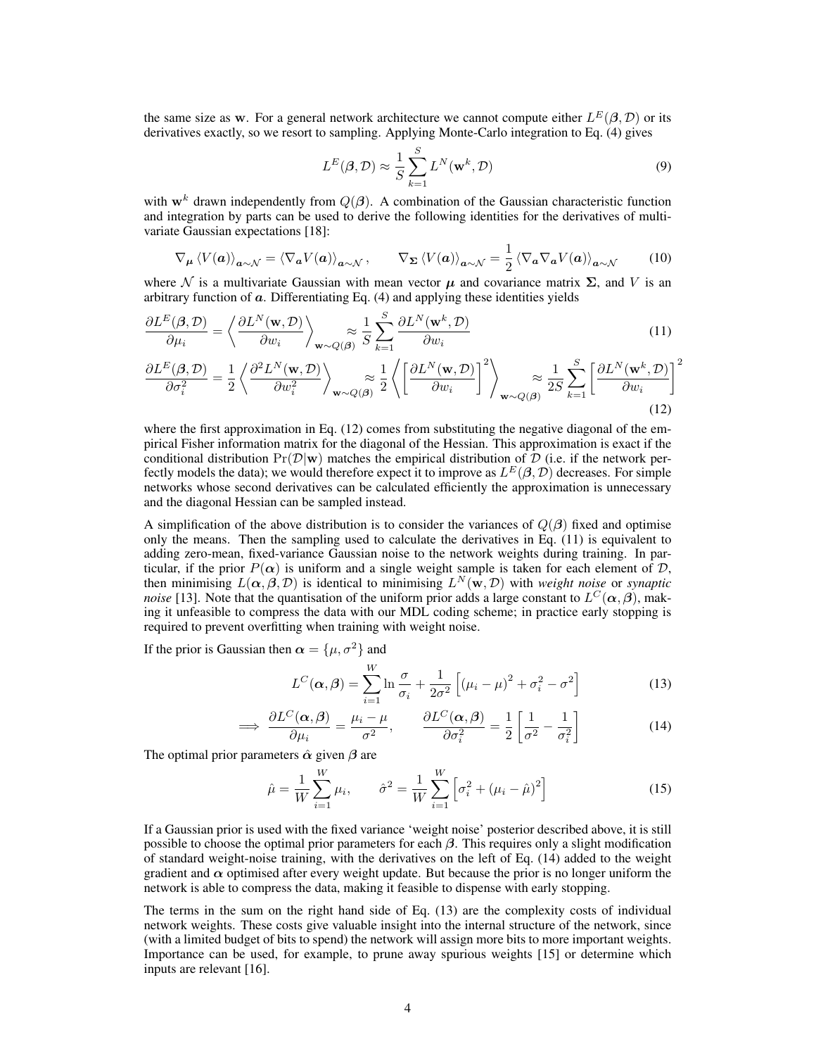the same size as $\mathbf{w}$. For a general network architecture we cannot compute either $L^E(\boldsymbol{\beta}, \mathcal{D})$ or its derivatives exactly, so we resort to sampling. Applying Monte-Carlo integration to Eq. (4) gives

$$L^E(\boldsymbol{\beta}, \mathcal{D}) \approx \frac{1}{S} \sum_{k=1}^{S} L^N(\mathbf{w}^k, \mathcal{D}) \tag{9}$$

with $\mathbf{w}^k$ drawn independently from $Q(\boldsymbol{\beta})$. A combination of the Gaussian characteristic function and integration by parts can be used to derive the following identities for the derivatives of multivariate Gaussian expectations [18]:

$$\nabla_{\boldsymbol{\mu}} \left\langle V(\boldsymbol{a}) \right\rangle_{\boldsymbol{a} \sim \mathcal{N}} = \left\langle \nabla_{\boldsymbol{a}} V(\boldsymbol{a}) \right\rangle_{\boldsymbol{a} \sim \mathcal{N}}, \qquad \nabla_{\boldsymbol{\Sigma}} \left\langle V(\boldsymbol{a}) \right\rangle_{\boldsymbol{a} \sim \mathcal{N}} = \frac{1}{2} \left\langle \nabla_{\boldsymbol{a}} \nabla_{\boldsymbol{a}} V(\boldsymbol{a}) \right\rangle_{\boldsymbol{a} \sim \mathcal{N}} \tag{10}$$

where $\mathcal{N}$ is a multivariate Gaussian with mean vector $\boldsymbol{\mu}$ and covariance matrix $\boldsymbol{\Sigma}$, and $V$ is an arbitrary function of $\boldsymbol{a}$. Differentiating Eq. (4) and applying these identities yields

$$\frac{\partial L^E(\boldsymbol{\beta}, \mathcal{D})}{\partial \mu_i} = \left\langle \frac{\partial L^N(\mathbf{w}, \mathcal{D})}{\partial w_i} \right\rangle_{\mathbf{w} \sim Q(\boldsymbol{\beta})} \approx \frac{1}{S} \sum_{k=1}^{S} \frac{\partial L^N(\mathbf{w}^k, \mathcal{D})}{\partial w_i} \tag{11}$$

$$\frac{\partial L^E(\boldsymbol{\beta}, \mathcal{D})}{\partial \sigma_i^2} = \frac{1}{2} \left\langle \frac{\partial^2 L^N(\mathbf{w}, \mathcal{D})}{\partial w_i^2} \right\rangle_{\mathbf{w} \sim Q(\boldsymbol{\beta})} \approx \frac{1}{2} \left\langle \left[ \frac{\partial L^N(\mathbf{w}, \mathcal{D})}{\partial w_i} \right]^2 \right\rangle_{\mathbf{w} \sim Q(\boldsymbol{\beta})} \approx \frac{1}{2S} \sum_{k=1}^{S} \left[ \frac{\partial L^N(\mathbf{w}^k, \mathcal{D})}{\partial w_i} \right]^2 \tag{12}$$

where the first approximation in Eq. (12) comes from substituting the negative diagonal of the empirical Fisher information matrix for the diagonal of the Hessian. This approximation is exact if the conditional distribution $\Pr(\mathcal{D}|\mathbf{w})$ matches the empirical distribution of $\mathcal{D}$ (i.e. if the network perfectly models the data); we would therefore expect it to improve as $L^E(\boldsymbol{\beta}, \mathcal{D})$ decreases. For simple networks whose second derivatives can be calculated efficiently the approximation is unnecessary and the diagonal Hessian can be sampled instead.

A simplification of the above distribution is to consider the variances of $Q(\boldsymbol{\beta})$ fixed and optimise only the means. Then the sampling used to calculate the derivatives in Eq. (11) is equivalent to adding zero-mean, fixed-variance Gaussian noise to the network weights during training. In particular, if the prior $P(\boldsymbol{\alpha})$ is uniform and a single weight sample is taken for each element of $\mathcal{D}$, then minimising $L(\boldsymbol{\alpha}, \boldsymbol{\beta}, \mathcal{D})$ is identical to minimising $L^N(\mathbf{w}, \mathcal{D})$ with *weight noise* or *synaptic noise* [13]. Note that the quantisation of the uniform prior adds a large constant to $L^C(\boldsymbol{\alpha}, \boldsymbol{\beta})$, making it unfeasible to compress the data with our MDL coding scheme; in practice early stopping is required to prevent overfitting when training with weight noise.

If the prior is Gaussian then $\boldsymbol{\alpha} = \{\mu, \sigma^2\}$ and

$$L^C(\boldsymbol{\alpha}, \boldsymbol{\beta}) = \sum_{i=1}^{W} \ln \frac{\sigma}{\sigma_i} + \frac{1}{2\sigma^2} \left[ (\mu_i - \mu)^2 + \sigma_i^2 - \sigma^2 \right] \tag{13}$$

$$\implies \frac{\partial L^C(\boldsymbol{\alpha}, \boldsymbol{\beta})}{\partial \mu_i} = \frac{\mu_i - \mu}{\sigma^2}, \qquad \frac{\partial L^C(\boldsymbol{\alpha}, \boldsymbol{\beta})}{\partial \sigma_i^2} = \frac{1}{2} \left[ \frac{1}{\sigma^2} - \frac{1}{\sigma_i^2} \right] \tag{14}$$

The optimal prior parameters $\hat{\boldsymbol{\alpha}}$ given $\boldsymbol{\beta}$ are

$$\hat{\mu} = \frac{1}{W} \sum_{i=1}^{W} \mu_i, \qquad \hat{\sigma}^2 = \frac{1}{W} \sum_{i=1}^{W} \left[ \sigma_i^2 + (\mu_i - \hat{\mu})^2 \right] \tag{15}$$

If a Gaussian prior is used with the fixed variance 'weight noise' posterior described above, it is still possible to choose the optimal prior parameters for each $\boldsymbol{\beta}$. This requires only a slight modification of standard weight-noise training, with the derivatives on the left of Eq. (14) added to the weight gradient and $\boldsymbol{\alpha}$ optimised after every weight update. But because the prior is no longer uniform the network is able to compress the data, making it feasible to dispense with early stopping.

The terms in the sum on the right hand side of Eq. (13) are the complexity costs of individual network weights. These costs give valuable insight into the internal structure of the network, since (with a limited budget of bits to spend) the network will assign more bits to more important weights. Importance can be used, for example, to prune away spurious weights [15] or determine which inputs are relevant [16].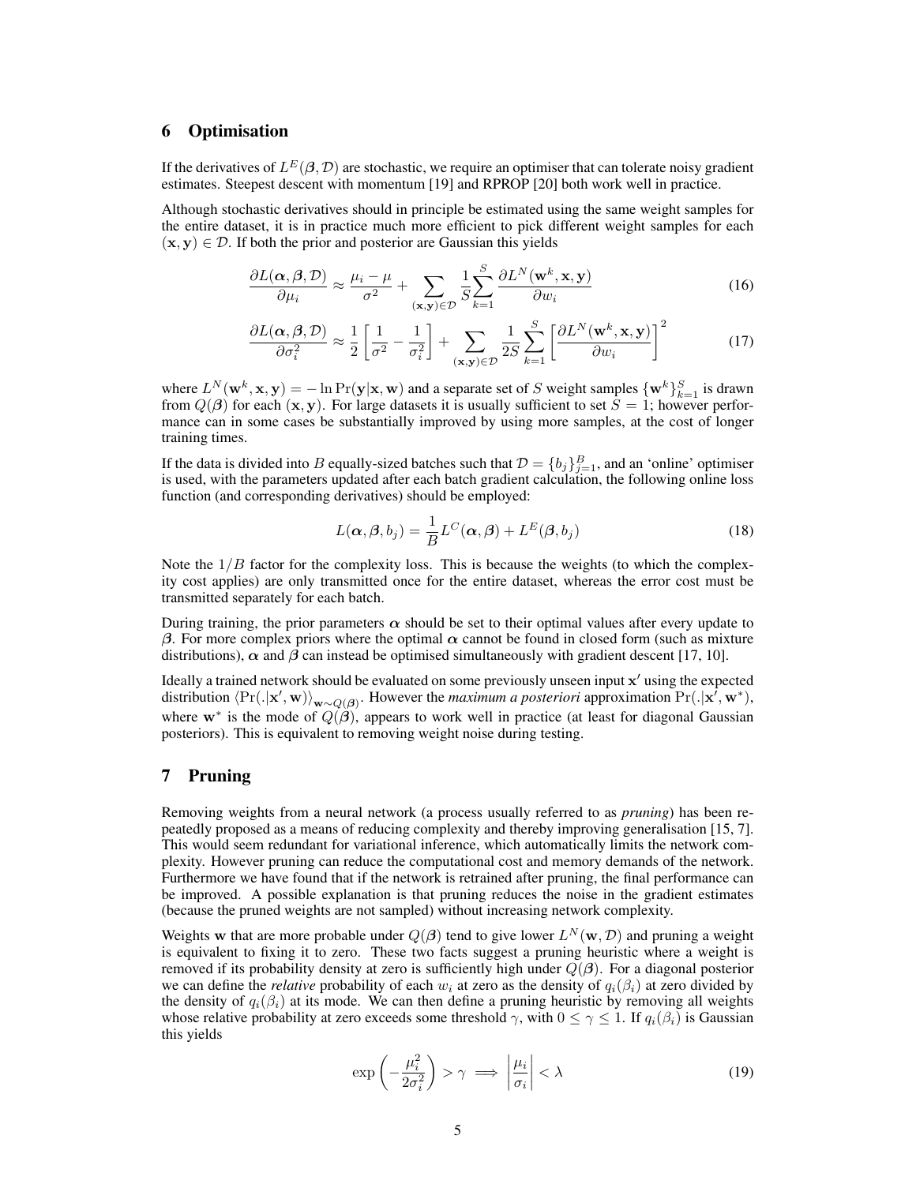## 6 Optimisation

If the derivatives of $L^E(\boldsymbol{\beta}, \mathcal{D})$ are stochastic, we require an optimiser that can tolerate noisy gradient estimates. Steepest descent with momentum [19] and RPROP [20] both work well in practice.

Although stochastic derivatives should in principle be estimated using the same weight samples for the entire dataset, it is in practice much more efficient to pick different weight samples for each $(\mathbf{x}, \mathbf{y}) \in \mathcal{D}$. If both the prior and posterior are Gaussian this yields

$$\frac{\partial L(\boldsymbol{\alpha}, \boldsymbol{\beta}, \mathcal{D})}{\partial \mu_i} \approx \frac{\mu_i - \mu}{\sigma^2} + \sum_{(\mathbf{x},\mathbf{y}) \in \mathcal{D}} \frac{1}{S} \sum_{k=1}^{S} \frac{\partial L^N(\mathbf{w}^k, \mathbf{x}, \mathbf{y})}{\partial w_i} \tag{16}$$

$$\frac{\partial L(\boldsymbol{\alpha}, \boldsymbol{\beta}, \mathcal{D})}{\partial \sigma_i^2} \approx \frac{1}{2}\left[\frac{1}{\sigma^2} - \frac{1}{\sigma_i^2}\right] + \sum_{(\mathbf{x},\mathbf{y}) \in \mathcal{D}} \frac{1}{2S} \sum_{k=1}^{S} \left[\frac{\partial L^N(\mathbf{w}^k, \mathbf{x}, \mathbf{y})}{\partial w_i}\right]^2 \tag{17}$$

where $L^N(\mathbf{w}^k, \mathbf{x}, \mathbf{y}) = -\ln \Pr(\mathbf{y}|\mathbf{x}, \mathbf{w})$ and a separate set of $S$ weight samples $\{\mathbf{w}^k\}_{k=1}^{S}$ is drawn from $Q(\boldsymbol{\beta})$ for each $(\mathbf{x}, \mathbf{y})$. For large datasets it is usually sufficient to set $S = 1$; however performance can in some cases be substantially improved by using more samples, at the cost of longer training times.

If the data is divided into $B$ equally-sized batches such that $\mathcal{D} = \{b_j\}_{j=1}^{B}$, and an 'online' optimiser is used, with the parameters updated after each batch gradient calculation, the following online loss function (and corresponding derivatives) should be employed:

$$L(\boldsymbol{\alpha}, \boldsymbol{\beta}, b_j) = \frac{1}{B} L^C(\boldsymbol{\alpha}, \boldsymbol{\beta}) + L^E(\boldsymbol{\beta}, b_j) \tag{18}$$

Note the $1/B$ factor for the complexity loss. This is because the weights (to which the complexity cost applies) are only transmitted once for the entire dataset, whereas the error cost must be transmitted separately for each batch.

During training, the prior parameters $\boldsymbol{\alpha}$ should be set to their optimal values after every update to $\boldsymbol{\beta}$. For more complex priors where the optimal $\boldsymbol{\alpha}$ cannot be found in closed form (such as mixture distributions), $\boldsymbol{\alpha}$ and $\boldsymbol{\beta}$ can instead be optimised simultaneously with gradient descent [17, 10].

Ideally a trained network should be evaluated on some previously unseen input $\mathbf{x}'$ using the expected distribution $\langle \Pr(.|\mathbf{x}', \mathbf{w}) \rangle_{\mathbf{w} \sim Q(\boldsymbol{\beta})}$. However the *maximum a posteriori* approximation $\Pr(.|\mathbf{x}', \mathbf{w}^*)$, where $\mathbf{w}^*$ is the mode of $Q(\boldsymbol{\beta})$, appears to work well in practice (at least for diagonal Gaussian posteriors). This is equivalent to removing weight noise during testing.

## 7 Pruning

Removing weights from a neural network (a process usually referred to as *pruning*) has been repeatedly proposed as a means of reducing complexity and thereby improving generalisation [15, 7]. This would seem redundant for variational inference, which automatically limits the network complexity. However pruning can reduce the computational cost and memory demands of the network. Furthermore we have found that if the network is retrained after pruning, the final performance can be improved. A possible explanation is that pruning reduces the noise in the gradient estimates (because the pruned weights are not sampled) without increasing network complexity.

Weights $\mathbf{w}$ that are more probable under $Q(\boldsymbol{\beta})$ tend to give lower $L^N(\mathbf{w}, \mathcal{D})$ and pruning a weight is equivalent to fixing it to zero. These two facts suggest a pruning heuristic where a weight is removed if its probability density at zero is sufficiently high under $Q(\boldsymbol{\beta})$. For a diagonal posterior we can define the *relative* probability of each $w_i$ at zero as the density of $q_i(\beta_i)$ at zero divided by the density of $q_i(\beta_i)$ at its mode. We can then define a pruning heuristic by removing all weights whose relative probability at zero exceeds some threshold $\gamma$, with $0 \leq \gamma \leq 1$. If $q_i(\beta_i)$ is Gaussian this yields

$$\exp\left(-\frac{\mu_i^2}{2\sigma_i^2}\right) > \gamma \implies \left|\frac{\mu_i}{\sigma_i}\right| < \lambda \tag{19}$$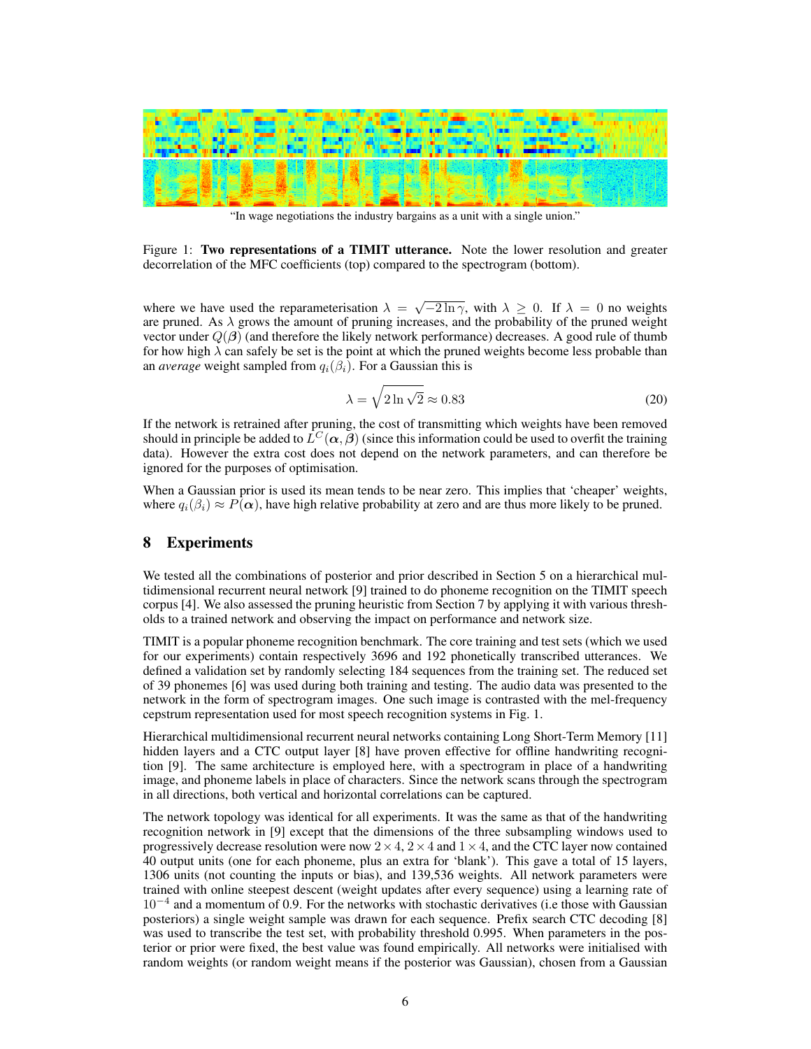"In wage negotiations the industry bargains as a unit with a single union."

Figure 1: **Two representations of a TIMIT utterance.** Note the lower resolution and greater decorrelation of the MFC coefficients (top) compared to the spectrogram (bottom).

where we have used the reparameterisation $\lambda = \sqrt{-2 \ln \gamma}$, with $\lambda \geq 0$. If $\lambda = 0$ no weights are pruned. As $\lambda$ grows the amount of pruning increases, and the probability of the pruned weight vector under $Q(\boldsymbol{\beta})$ (and therefore the likely network performance) decreases. A good rule of thumb for how high $\lambda$ can safely be set is the point at which the pruned weights become less probable than an *average* weight sampled from $q_i(\beta_i)$. For a Gaussian this is

$$\lambda = \sqrt{2 \ln \sqrt{2}} \approx 0.83 \tag{20}$$

If the network is retrained after pruning, the cost of transmitting which weights have been removed should in principle be added to $L^C(\boldsymbol{\alpha}, \boldsymbol{\beta})$ (since this information could be used to overfit the training data). However the extra cost does not depend on the network parameters, and can therefore be ignored for the purposes of optimisation.

When a Gaussian prior is used its mean tends to be near zero. This implies that 'cheaper' weights, where $q_i(\beta_i) \approx P(\boldsymbol{\alpha})$, have high relative probability at zero and are thus more likely to be pruned.

## 8 Experiments

We tested all the combinations of posterior and prior described in Section 5 on a hierarchical multidimensional recurrent neural network [9] trained to do phoneme recognition on the TIMIT speech corpus [4]. We also assessed the pruning heuristic from Section 7 by applying it with various thresholds to a trained network and observing the impact on performance and network size.

TIMIT is a popular phoneme recognition benchmark. The core training and test sets (which we used for our experiments) contain respectively 3696 and 192 phonetically transcribed utterances. We defined a validation set by randomly selecting 184 sequences from the training set. The reduced set of 39 phonemes [6] was used during both training and testing. The audio data was presented to the network in the form of spectrogram images. One such image is contrasted with the mel-frequency cepstrum representation used for most speech recognition systems in Fig. 1.

Hierarchical multidimensional recurrent neural networks containing Long Short-Term Memory [11] hidden layers and a CTC output layer [8] have proven effective for offline handwriting recognition [9]. The same architecture is employed here, with a spectrogram in place of a handwriting image, and phoneme labels in place of characters. Since the network scans through the spectrogram in all directions, both vertical and horizontal correlations can be captured.

The network topology was identical for all experiments. It was the same as that of the handwriting recognition network in [9] except that the dimensions of the three subsampling windows used to progressively decrease resolution were now $2 \times 4$, $2 \times 4$ and $1 \times 4$, and the CTC layer now contained 40 output units (one for each phoneme, plus an extra for 'blank'). This gave a total of 15 layers, 1306 units (not counting the inputs or bias), and 139,536 weights. All network parameters were trained with online steepest descent (weight updates after every sequence) using a learning rate of $10^{-4}$ and a momentum of 0.9. For the networks with stochastic derivatives (i.e those with Gaussian posteriors) a single weight sample was drawn for each sequence. Prefix search CTC decoding [8] was used to transcribe the test set, with probability threshold 0.995. When parameters in the posterior or prior were fixed, the best value was found empirically. All networks were initialised with random weights (or random weight means if the posterior was Gaussian), chosen from a Gaussian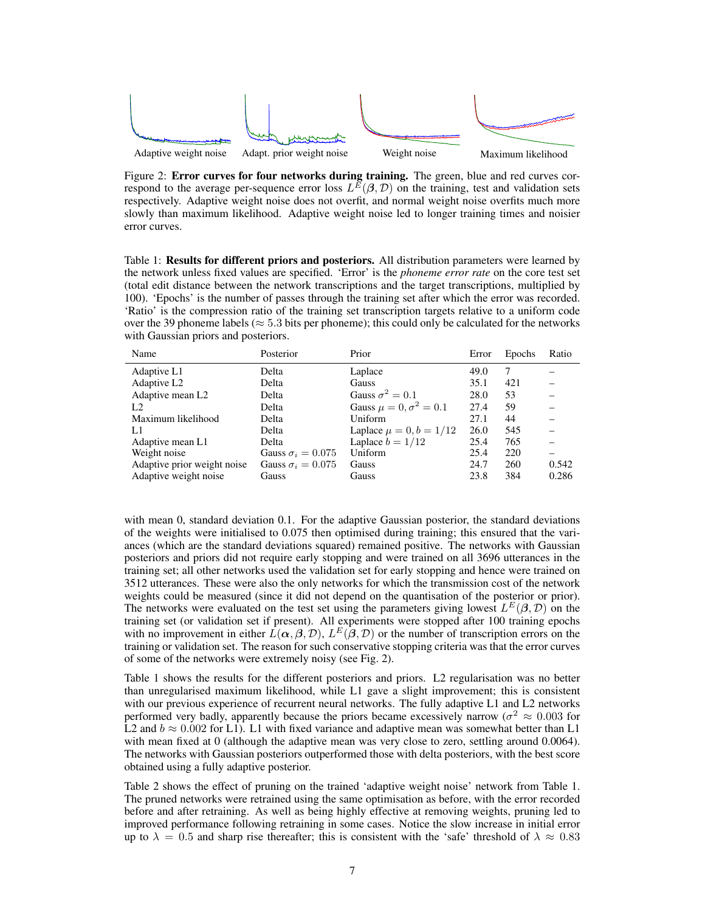Adaptive weight noise    Adapt. prior weight noise    Weight noise    Maximum likelihood

Figure 2: **Error curves for four networks during training.** The green, blue and red curves correspond to the average per-sequence error loss $L^E(\boldsymbol{\beta}, \mathcal{D})$ on the training, test and validation sets respectively. Adaptive weight noise does not overfit, and normal weight noise overfits much more slowly than maximum likelihood. Adaptive weight noise led to longer training times and noisier error curves.

Table 1: **Results for different priors and posteriors.** All distribution parameters were learned by the network unless fixed values are specified. 'Error' is the *phoneme error rate* on the core test set (total edit distance between the network transcriptions and the target transcriptions, multiplied by 100). 'Epochs' is the number of passes through the training set after which the error was recorded. 'Ratio' is the compression ratio of the training set transcription targets relative to a uniform code over the 39 phoneme labels ($\approx 5.3$ bits per phoneme); this could only be calculated for the networks with Gaussian priors and posteriors.

| Name | Posterior | Prior | Error | Epochs | Ratio |
|---|---|---|---|---|---|
| Adaptive L1 | Delta | Laplace | 49.0 | 7 | – |
| Adaptive L2 | Delta | Gauss | 35.1 | 421 | – |
| Adaptive mean L2 | Delta | Gauss $\sigma^2 = 0.1$ | 28.0 | 53 | – |
| L2 | Delta | Gauss $\mu = 0, \sigma^2 = 0.1$ | 27.4 | 59 | – |
| Maximum likelihood | Delta | Uniform | 27.1 | 44 | – |
| L1 | Delta | Laplace $\mu = 0, b = 1/12$ | 26.0 | 545 | – |
| Adaptive mean L1 | Delta | Laplace $b = 1/12$ | 25.4 | 765 | – |
| Weight noise | Gauss $\sigma_i = 0.075$ | Uniform | 25.4 | 220 | – |
| Adaptive prior weight noise | Gauss $\sigma_i = 0.075$ | Gauss | 24.7 | 260 | 0.542 |
| Adaptive weight noise | Gauss | Gauss | 23.8 | 384 | 0.286 |

with mean 0, standard deviation 0.1. For the adaptive Gaussian posterior, the standard deviations of the weights were initialised to 0.075 then optimised during training; this ensured that the variances (which are the standard deviations squared) remained positive. The networks with Gaussian posteriors and priors did not require early stopping and were trained on all 3696 utterances in the training set; all other networks used the validation set for early stopping and hence were trained on 3512 utterances. These were also the only networks for which the transmission cost of the network weights could be measured (since it did not depend on the quantisation of the posterior or prior). The networks were evaluated on the test set using the parameters giving lowest $L^E(\boldsymbol{\beta}, \mathcal{D})$ on the training set (or validation set if present). All experiments were stopped after 100 training epochs with no improvement in either $L(\boldsymbol{\alpha}, \boldsymbol{\beta}, \mathcal{D})$, $L^E(\boldsymbol{\beta}, \mathcal{D})$ or the number of transcription errors on the training or validation set. The reason for such conservative stopping criteria was that the error curves of some of the networks were extremely noisy (see Fig. 2).

Table 1 shows the results for the different posteriors and priors. L2 regularisation was no better than unregularised maximum likelihood, while L1 gave a slight improvement; this is consistent with our previous experience of recurrent neural networks. The fully adaptive L1 and L2 networks performed very badly, apparently because the priors became excessively narrow ($\sigma^2 \approx 0.003$ for L2 and $b \approx 0.002$ for L1). L1 with fixed variance and adaptive mean was somewhat better than L1 with mean fixed at 0 (although the adaptive mean was very close to zero, settling around 0.0064). The networks with Gaussian posteriors outperformed those with delta posteriors, with the best score obtained using a fully adaptive posterior.

Table 2 shows the effect of pruning on the trained 'adaptive weight noise' network from Table 1. The pruned networks were retrained using the same optimisation as before, with the error recorded before and after retraining. As well as being highly effective at removing weights, pruning led to improved performance following retraining in some cases. Notice the slow increase in initial error up to $\lambda = 0.5$ and sharp rise thereafter; this is consistent with the 'safe' threshold of $\lambda \approx 0.83$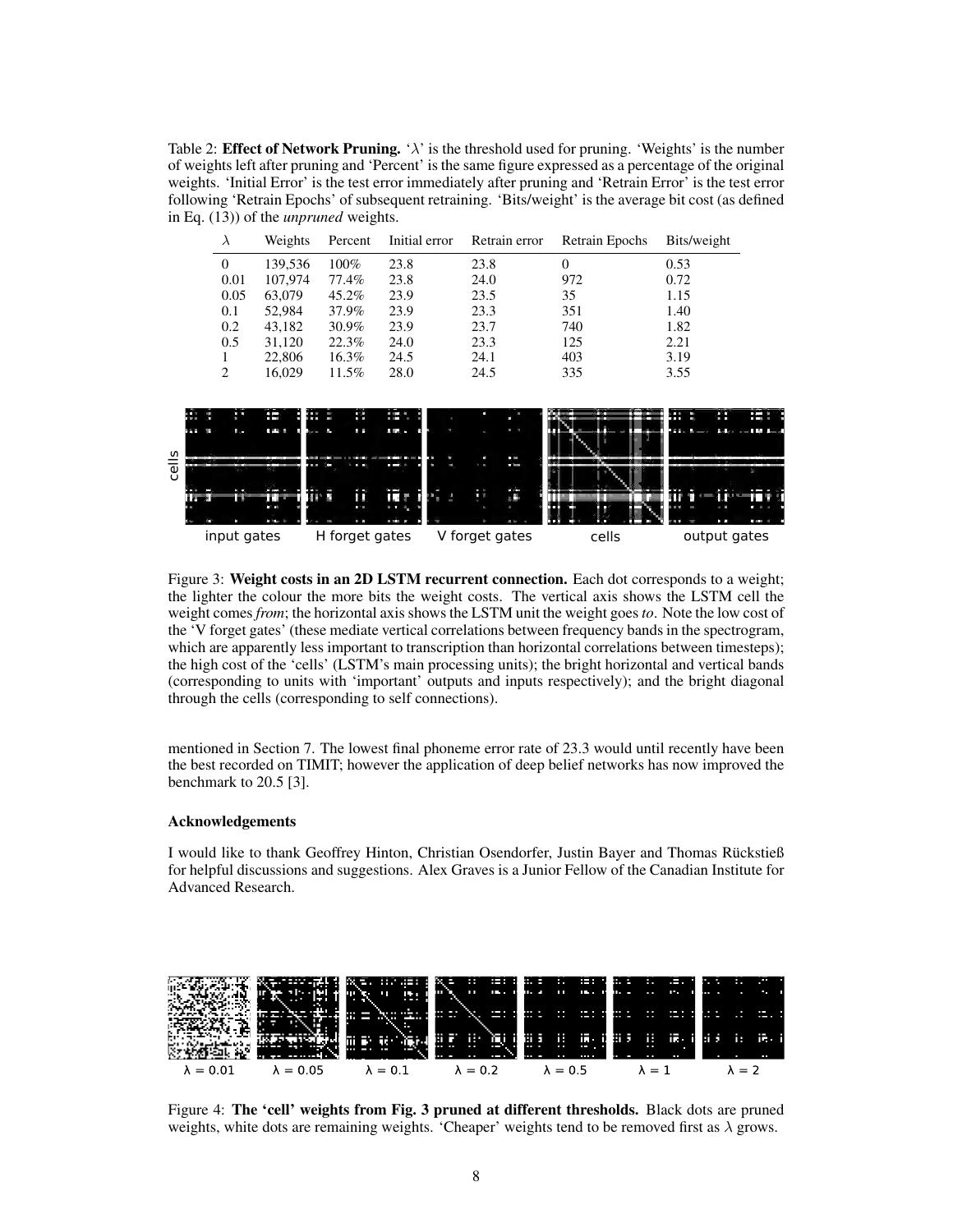Table 2: **Effect of Network Pruning.** '$\lambda$' is the threshold used for pruning. 'Weights' is the number of weights left after pruning and 'Percent' is the same figure expressed as a percentage of the original weights. 'Initial Error' is the test error immediately after pruning and 'Retrain Error' is the test error following 'Retrain Epochs' of subsequent retraining. 'Bits/weight' is the average bit cost (as defined in Eq. (13)) of the *unpruned* weights.

| $\lambda$ | Weights | Percent | Initial error | Retrain error | Retrain Epochs | Bits/weight |
|---|---|---|---|---|---|---|
| 0 | 139,536 | 100% | 23.8 | 23.8 | 0 | 0.53 |
| 0.01 | 107,974 | 77.4% | 23.8 | 24.0 | 972 | 0.72 |
| 0.05 | 63,079 | 45.2% | 23.9 | 23.5 | 35 | 1.15 |
| 0.1 | 52,984 | 37.9% | 23.9 | 23.3 | 351 | 1.40 |
| 0.2 | 43,182 | 30.9% | 23.9 | 23.7 | 740 | 1.82 |
| 0.5 | 31,120 | 22.3% | 24.0 | 23.3 | 125 | 2.21 |
| 1 | 22,806 | 16.3% | 24.5 | 24.1 | 403 | 3.19 |
| 2 | 16,029 | 11.5% | 28.0 | 24.5 | 335 | 3.55 |

Figure 3: **Weight costs in an 2D LSTM recurrent connection.** Each dot corresponds to a weight; the lighter the colour the more bits the weight costs. The vertical axis shows the LSTM cell the weight comes *from*; the horizontal axis shows the LSTM unit the weight goes *to*. Note the low cost of the 'V forget gates' (these mediate vertical correlations between frequency bands in the spectrogram, which are apparently less important to transcription than horizontal correlations between timesteps); the high cost of the 'cells' (LSTM's main processing units); the bright horizontal and vertical bands (corresponding to units with 'important' outputs and inputs respectively); and the bright diagonal through the cells (corresponding to self connections).

mentioned in Section 7. The lowest final phoneme error rate of 23.3 would until recently have been the best recorded on TIMIT; however the application of deep belief networks has now improved the benchmark to 20.5 [3].

### Acknowledgements

I would like to thank Geoffrey Hinton, Christian Osendorfer, Justin Bayer and Thomas Rückstieß for helpful discussions and suggestions. Alex Graves is a Junior Fellow of the Canadian Institute for Advanced Research.

Figure 4: **The 'cell' weights from Fig. 3 pruned at different thresholds.** Black dots are pruned weights, white dots are remaining weights. 'Cheaper' weights tend to be removed first as $\lambda$ grows.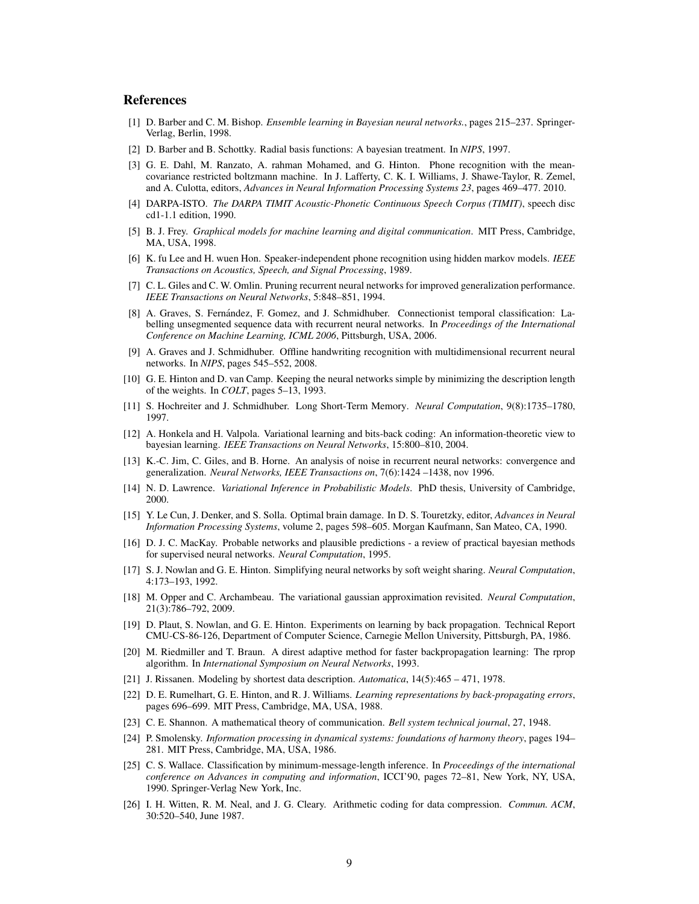## References

[1] D. Barber and C. M. Bishop. *Ensemble learning in Bayesian neural networks.*, pages 215–237. Springer-Verlag, Berlin, 1998.

[2] D. Barber and B. Schottky. Radial basis functions: A bayesian treatment. In *NIPS*, 1997.

[3] G. E. Dahl, M. Ranzato, A. rahman Mohamed, and G. Hinton. Phone recognition with the mean-covariance restricted boltzmann machine. In J. Lafferty, C. K. I. Williams, J. Shawe-Taylor, R. Zemel, and A. Culotta, editors, *Advances in Neural Information Processing Systems 23*, pages 469–477. 2010.

[4] DARPA-ISTO. *The DARPA TIMIT Acoustic-Phonetic Continuous Speech Corpus (TIMIT)*, speech disc cd1-1.1 edition, 1990.

[5] B. J. Frey. *Graphical models for machine learning and digital communication*. MIT Press, Cambridge, MA, USA, 1998.

[6] K. fu Lee and H. wuen Hon. Speaker-independent phone recognition using hidden markov models. *IEEE Transactions on Acoustics, Speech, and Signal Processing*, 1989.

[7] C. L. Giles and C. W. Omlin. Pruning recurrent neural networks for improved generalization performance. *IEEE Transactions on Neural Networks*, 5:848–851, 1994.

[8] A. Graves, S. Fernández, F. Gomez, and J. Schmidhuber. Connectionist temporal classification: Labelling unsegmented sequence data with recurrent neural networks. In *Proceedings of the International Conference on Machine Learning, ICML 2006*, Pittsburgh, USA, 2006.

[9] A. Graves and J. Schmidhuber. Offline handwriting recognition with multidimensional recurrent neural networks. In *NIPS*, pages 545–552, 2008.

[10] G. E. Hinton and D. van Camp. Keeping the neural networks simple by minimizing the description length of the weights. In *COLT*, pages 5–13, 1993.

[11] S. Hochreiter and J. Schmidhuber. Long Short-Term Memory. *Neural Computation*, 9(8):1735–1780, 1997.

[12] A. Honkela and H. Valpola. Variational learning and bits-back coding: An information-theoretic view to bayesian learning. *IEEE Transactions on Neural Networks*, 15:800–810, 2004.

[13] K.-C. Jim, C. Giles, and B. Horne. An analysis of noise in recurrent neural networks: convergence and generalization. *Neural Networks, IEEE Transactions on*, 7(6):1424 –1438, nov 1996.

[14] N. D. Lawrence. *Variational Inference in Probabilistic Models*. PhD thesis, University of Cambridge, 2000.

[15] Y. Le Cun, J. Denker, and S. Solla. Optimal brain damage. In D. S. Touretzky, editor, *Advances in Neural Information Processing Systems*, volume 2, pages 598–605. Morgan Kaufmann, San Mateo, CA, 1990.

[16] D. J. C. MacKay. Probable networks and plausible predictions - a review of practical bayesian methods for supervised neural networks. *Neural Computation*, 1995.

[17] S. J. Nowlan and G. E. Hinton. Simplifying neural networks by soft weight sharing. *Neural Computation*, 4:173–193, 1992.

[18] M. Opper and C. Archambeau. The variational gaussian approximation revisited. *Neural Computation*, 21(3):786–792, 2009.

[19] D. Plaut, S. Nowlan, and G. E. Hinton. Experiments on learning by back propagation. Technical Report CMU-CS-86-126, Department of Computer Science, Carnegie Mellon University, Pittsburgh, PA, 1986.

[20] M. Riedmiller and T. Braun. A direst adaptive method for faster backpropagation learning: The rprop algorithm. In *International Symposium on Neural Networks*, 1993.

[21] J. Rissanen. Modeling by shortest data description. *Automatica*, 14(5):465 – 471, 1978.

[22] D. E. Rumelhart, G. E. Hinton, and R. J. Williams. *Learning representations by back-propagating errors*, pages 696–699. MIT Press, Cambridge, MA, USA, 1988.

[23] C. E. Shannon. A mathematical theory of communication. *Bell system technical journal*, 27, 1948.

[24] P. Smolensky. *Information processing in dynamical systems: foundations of harmony theory*, pages 194–281. MIT Press, Cambridge, MA, USA, 1986.

[25] C. S. Wallace. Classification by minimum-message-length inference. In *Proceedings of the international conference on Advances in computing and information*, ICCI'90, pages 72–81, New York, NY, USA, 1990. Springer-Verlag New York, Inc.

[26] I. H. Witten, R. M. Neal, and J. G. Cleary. Arithmetic coding for data compression. *Commun. ACM*, 30:520–540, June 1987.